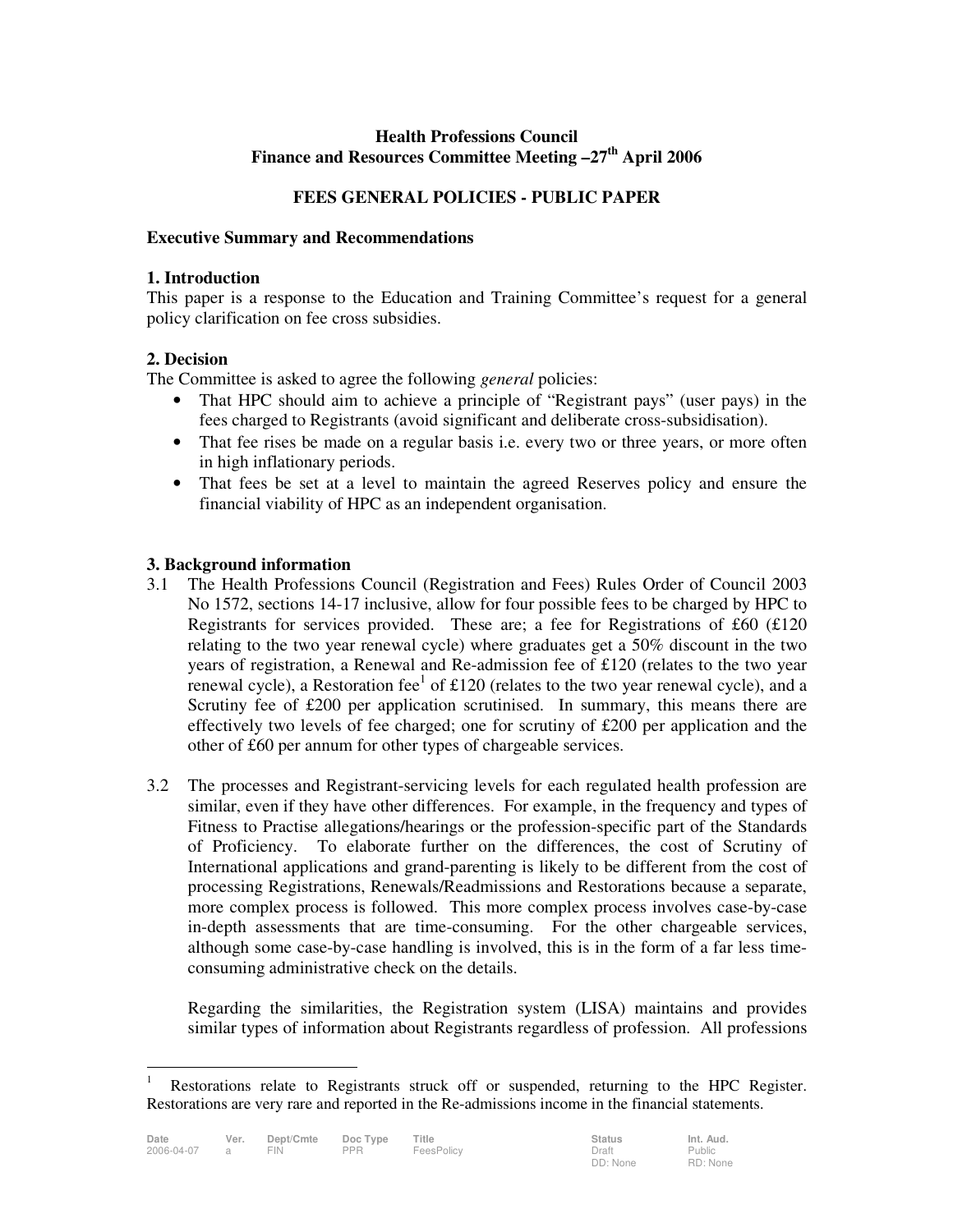**Health Professions Council**
**Finance and Resources Committee Meeting –27th April 2006**

**FEES GENERAL POLICIES - PUBLIC PAPER**

**Executive Summary and Recommendations**

**1. Introduction**

This paper is a response to the Education and Training Committee's request for a general policy clarification on fee cross subsidies.

**2. Decision**

The Committee is asked to agree the following *general* policies:

- That HPC should aim to achieve a principle of "Registrant pays" (user pays) in the fees charged to Registrants (avoid significant and deliberate cross-subsidisation).
- That fee rises be made on a regular basis i.e. every two or three years, or more often in high inflationary periods.
- That fees be set at a level to maintain the agreed Reserves policy and ensure the financial viability of HPC as an independent organisation.

**3. Background information**

3.1 The Health Professions Council (Registration and Fees) Rules Order of Council 2003 No 1572, sections 14-17 inclusive, allow for four possible fees to be charged by HPC to Registrants for services provided. These are; a fee for Registrations of £60 (£120 relating to the two year renewal cycle) where graduates get a 50% discount in the two years of registration, a Renewal and Re-admission fee of £120 (relates to the two year renewal cycle), a Restoration fee[1] of £120 (relates to the two year renewal cycle), and a Scrutiny fee of £200 per application scrutinised. In summary, this means there are effectively two levels of fee charged; one for scrutiny of £200 per application and the other of £60 per annum for other types of chargeable services.

3.2 The processes and Registrant-servicing levels for each regulated health profession are similar, even if they have other differences. For example, in the frequency and types of Fitness to Practise allegations/hearings or the profession-specific part of the Standards of Proficiency. To elaborate further on the differences, the cost of Scrutiny of International applications and grand-parenting is likely to be different from the cost of processing Registrations, Renewals/Readmissions and Restorations because a separate, more complex process is followed. This more complex process involves case-by-case in-depth assessments that are time-consuming. For the other chargeable services, although some case-by-case handling is involved, this is in the form of a far less time-consuming administrative check on the details.

Regarding the similarities, the Registration system (LISA) maintains and provides similar types of information about Registrants regardless of profession. All professions

[1] Restorations relate to Registrants struck off or suspended, returning to the HPC Register. Restorations are very rare and reported in the Re-admissions income in the financial statements.

| Date | Ver. | Dept/Cmte | Doc Type | Title | Status | Int. Aud. |
|---|---|---|---|---|---|---|
| 2006-04-07 | a | FIN | PPR | FeesPolicy | Draft<br>DD: None | Public<br>RD: None |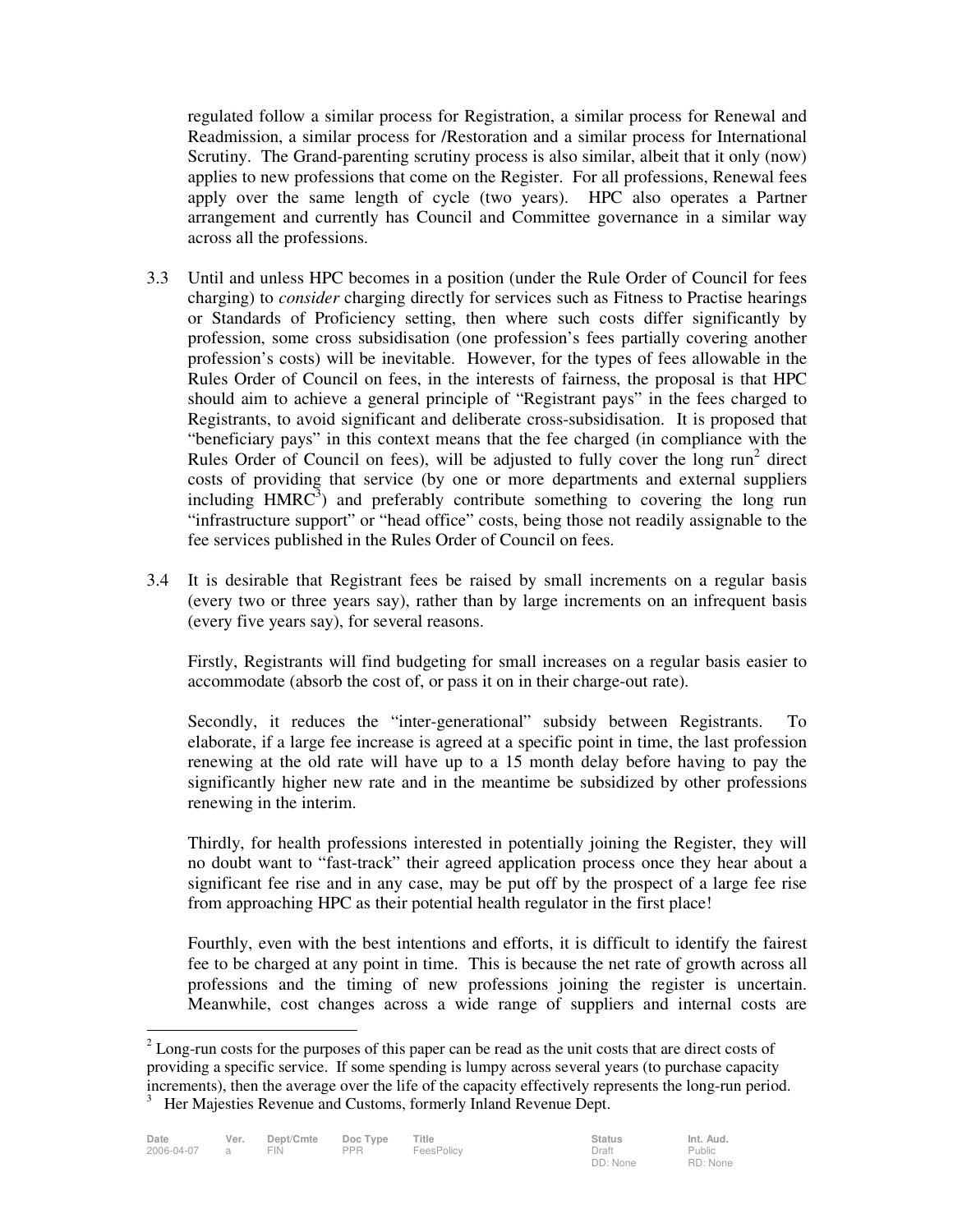regulated follow a similar process for Registration, a similar process for Renewal and Readmission, a similar process for /Restoration and a similar process for International Scrutiny. The Grand-parenting scrutiny process is also similar, albeit that it only (now) applies to new professions that come on the Register. For all professions, Renewal fees apply over the same length of cycle (two years). HPC also operates a Partner arrangement and currently has Council and Committee governance in a similar way across all the professions.

3.3 Until and unless HPC becomes in a position (under the Rule Order of Council for fees charging) to *consider* charging directly for services such as Fitness to Practise hearings or Standards of Proficiency setting, then where such costs differ significantly by profession, some cross subsidisation (one profession's fees partially covering another profession's costs) will be inevitable. However, for the types of fees allowable in the Rules Order of Council on fees, in the interests of fairness, the proposal is that HPC should aim to achieve a general principle of "Registrant pays" in the fees charged to Registrants, to avoid significant and deliberate cross-subsidisation. It is proposed that "beneficiary pays" in this context means that the fee charged (in compliance with the Rules Order of Council on fees), will be adjusted to fully cover the long run[2] direct costs of providing that service (by one or more departments and external suppliers including HMRC[3]) and preferably contribute something to covering the long run "infrastructure support" or "head office" costs, being those not readily assignable to the fee services published in the Rules Order of Council on fees.

3.4 It is desirable that Registrant fees be raised by small increments on a regular basis (every two or three years say), rather than by large increments on an infrequent basis (every five years say), for several reasons.

Firstly, Registrants will find budgeting for small increases on a regular basis easier to accommodate (absorb the cost of, or pass it on in their charge-out rate).

Secondly, it reduces the "inter-generational" subsidy between Registrants. To elaborate, if a large fee increase is agreed at a specific point in time, the last profession renewing at the old rate will have up to a 15 month delay before having to pay the significantly higher new rate and in the meantime be subsidized by other professions renewing in the interim.

Thirdly, for health professions interested in potentially joining the Register, they will no doubt want to "fast-track" their agreed application process once they hear about a significant fee rise and in any case, may be put off by the prospect of a large fee rise from approaching HPC as their potential health regulator in the first place!

Fourthly, even with the best intentions and efforts, it is difficult to identify the fairest fee to be charged at any point in time. This is because the net rate of growth across all professions and the timing of new professions joining the register is uncertain. Meanwhile, cost changes across a wide range of suppliers and internal costs are

[2] Long-run costs for the purposes of this paper can be read as the unit costs that are direct costs of providing a specific service. If some spending is lumpy across several years (to purchase capacity increments), then the average over the life of the capacity effectively represents the long-run period.

[3] Her Majesties Revenue and Customs, formerly Inland Revenue Dept.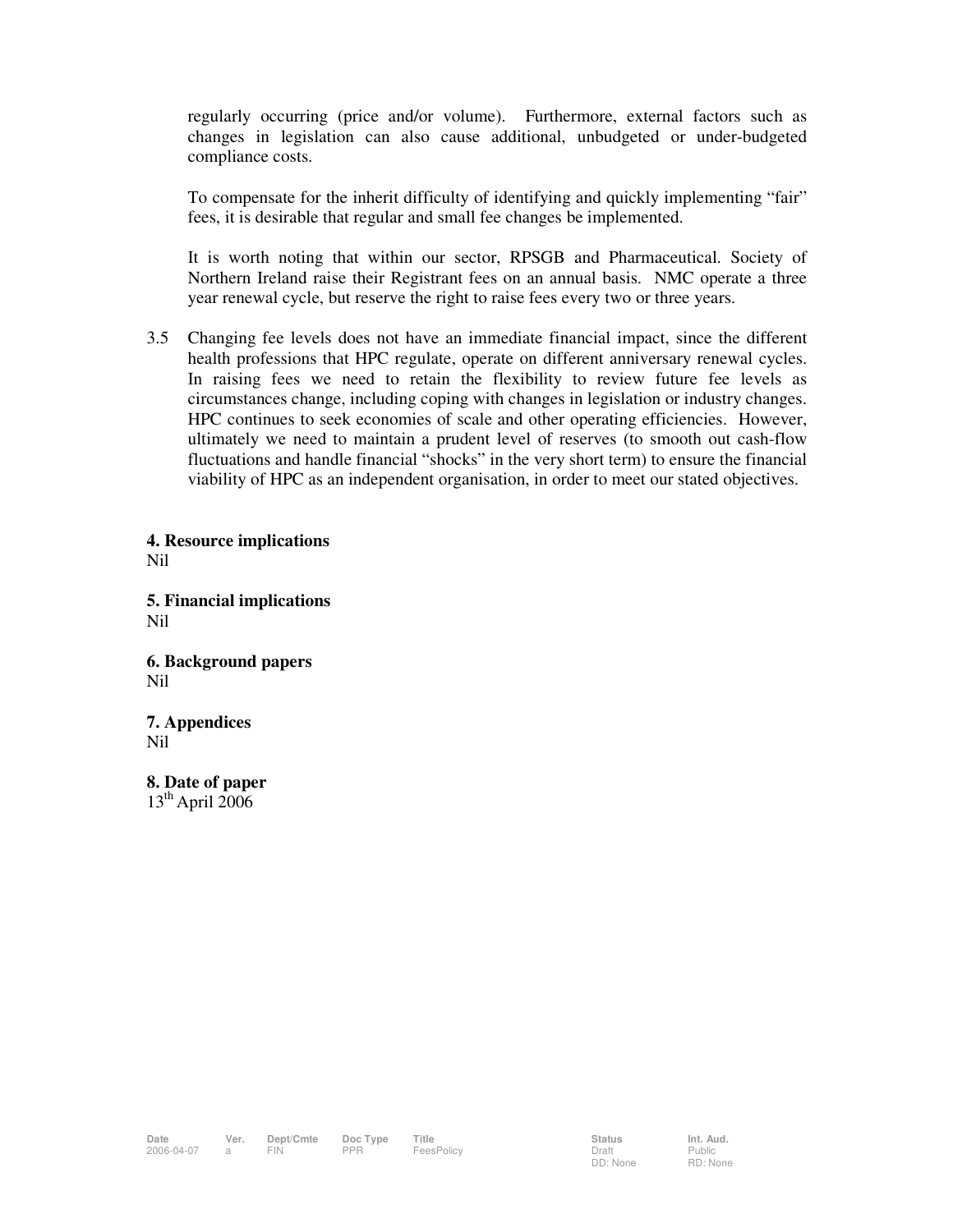regularly occurring (price and/or volume). Furthermore, external factors such as changes in legislation can also cause additional, unbudgeted or under-budgeted compliance costs.

To compensate for the inherit difficulty of identifying and quickly implementing "fair" fees, it is desirable that regular and small fee changes be implemented.

It is worth noting that within our sector, RPSGB and Pharmaceutical. Society of Northern Ireland raise their Registrant fees on an annual basis. NMC operate a three year renewal cycle, but reserve the right to raise fees every two or three years.

3.5 Changing fee levels does not have an immediate financial impact, since the different health professions that HPC regulate, operate on different anniversary renewal cycles. In raising fees we need to retain the flexibility to review future fee levels as circumstances change, including coping with changes in legislation or industry changes. HPC continues to seek economies of scale and other operating efficiencies. However, ultimately we need to maintain a prudent level of reserves (to smooth out cash-flow fluctuations and handle financial "shocks" in the very short term) to ensure the financial viability of HPC as an independent organisation, in order to meet our stated objectives.

**4. Resource implications**
Nil

**5. Financial implications**
Nil

**6. Background papers**
Nil

**7. Appendices**
Nil

**8. Date of paper**
13th April 2006

| Date | Ver. | Dept/Cmte | Doc Type | Title | Status | Int. Aud. |
|---|---|---|---|---|---|---|
| 2006-04-07 | a | FIN | PPR | FeesPolicy | Draft<br>DD: None | Public<br>RD: None |